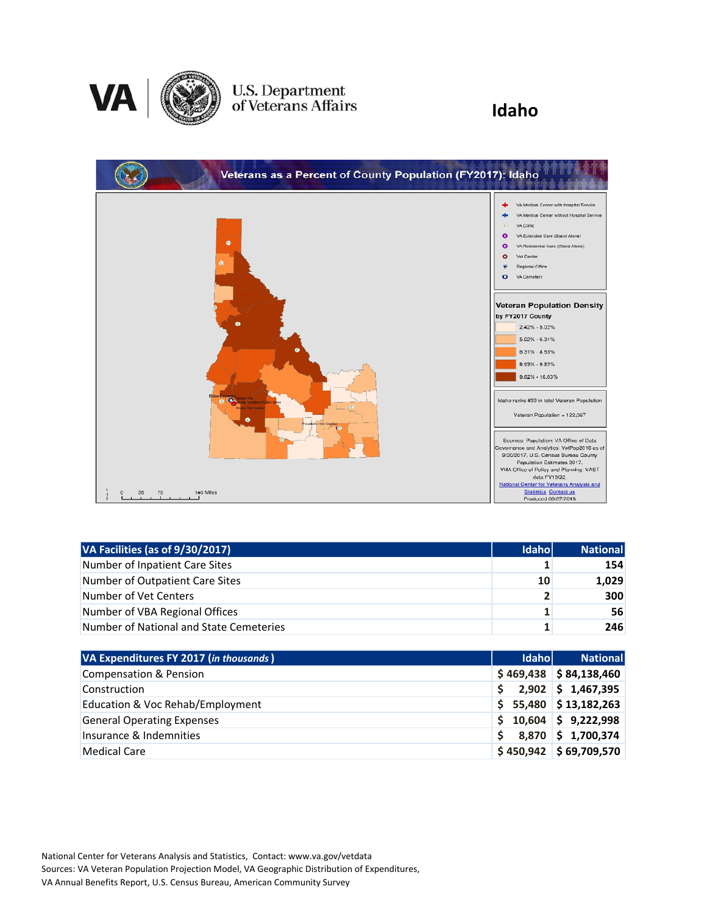# U.S. Department of Veterans Affairs

# Idaho

## Veterans as a Percent of County Population (FY2017): Idaho

- VA Medical Center with Hospital Service
- VA Medical Center without Hospital Service
- VA Clinic
- VA Extended Care (Stand Alone)
- VA Residential Care (Stand Alone)
- Vet Center
- Regional Office
- VA Cemetery

**Veteran Population Density by FY2017 County**

- 2.42% - 5.02%
- 5.02% - 6.31%
- 6.31% - 8.53%
- 8.53% - 9.82%
- 9.82% - 16.63%

Idaho ranks #39 in total Veteran Population

Veteran Population = 122,087

Sources: Population: VA Office of Data Governance and Analytics: VetPop2016 as of 9/30/2017, U.S. Census Bureau County Population Estimates 2017. VHA Office of Policy and Planning: VAST data FY18Q2.

National Center for Veterans Analysis and Statistics Contact us

Produced 09/27/2018

| VA Facilities (as of 9/30/2017) | Idaho | National |
|---|---|---|
| Number of Inpatient Care Sites | 1 | 154 |
| Number of Outpatient Care Sites | 10 | 1,029 |
| Number of Vet Centers | 2 | 300 |
| Number of VBA Regional Offices | 1 | 56 |
| Number of National and State Cemeteries | 1 | 246 |

| VA Expenditures FY 2017 (*in thousands*) | Idaho | National |
|---|---|---|
| Compensation & Pension | $ 469,438 | $ 84,138,460 |
| Construction | $ 2,902 | $ 1,467,395 |
| Education & Voc Rehab/Employment | $ 55,480 | $ 13,182,263 |
| General Operating Expenses | $ 10,604 | $ 9,222,998 |
| Insurance & Indemnities | $ 8,870 | $ 1,700,374 |
| Medical Care | $ 450,942 | $ 69,709,570 |

National Center for Veterans Analysis and Statistics, Contact: www.va.gov/vetdata
Sources: VA Veteran Population Projection Model, VA Geographic Distribution of Expenditures, VA Annual Benefits Report, U.S. Census Bureau, American Community Survey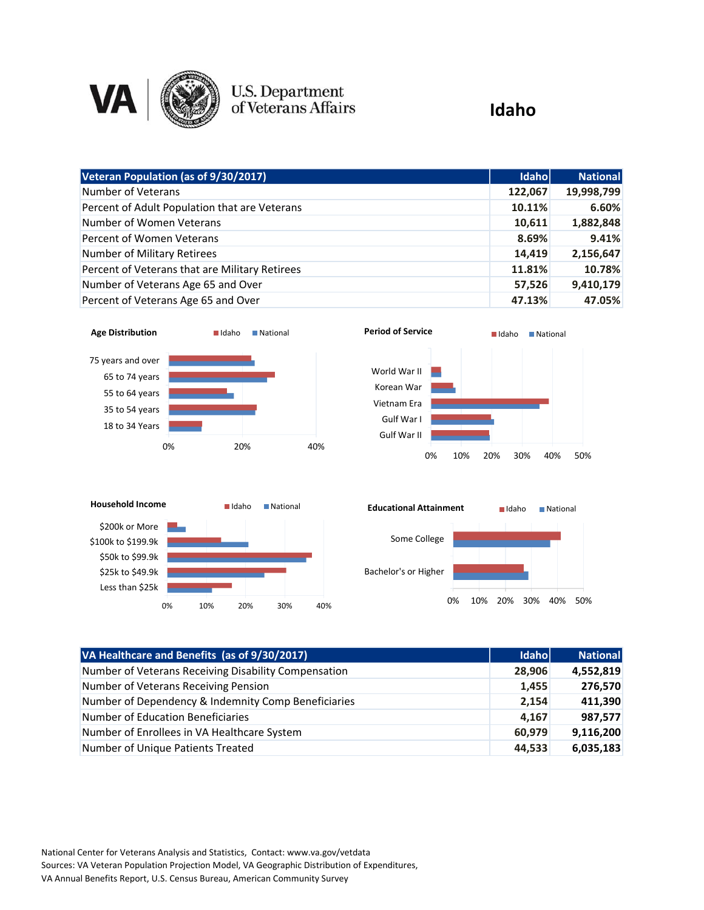# Idaho

| Veteran Population (as of 9/30/2017) | Idaho | National |
| --- | --- | --- |
| Number of Veterans | 122,067 | 19,998,799 |
| Percent of Adult Population that are Veterans | 10.11% | 6.60% |
| Number of Women Veterans | 10,611 | 1,882,848 |
| Percent of Women Veterans | 8.69% | 9.41% |
| Number of Military Retirees | 14,419 | 2,156,647 |
| Percent of Veterans that are Military Retirees | 11.81% | 10.78% |
| Number of Veterans Age 65 and Over | 57,526 | 9,410,179 |
| Percent of Veterans Age 65 and Over | 47.13% | 47.05% |

**Age Distribution** (Idaho, National)

Categories: 75 years and over; 65 to 74 years; 55 to 64 years; 35 to 54 years; 18 to 34 Years

Axis: 0%, 20%, 40%

**Period of Service** (Idaho, National)

Categories: World War II; Korean War; Vietnam Era; Gulf War I; Gulf War II

Axis: 0%, 10%, 20%, 30%, 40%, 50%

**Household Income** (Idaho, National)

Categories: $200k or More; $100k to $199.9k; $50k to $99.9k; $25k to $49.9k; Less than $25k

Axis: 0%, 10%, 20%, 30%, 40%

**Educational Attainment** (Idaho, National)

Categories: Some College; Bachelor's or Higher

Axis: 0%, 10%, 20%, 30%, 40%, 50%

| VA Healthcare and Benefits (as of 9/30/2017) | Idaho | National |
| --- | --- | --- |
| Number of Veterans Receiving Disability Compensation | 28,906 | 4,552,819 |
| Number of Veterans Receiving Pension | 1,455 | 276,570 |
| Number of Dependency & Indemnity Comp Beneficiaries | 2,154 | 411,390 |
| Number of Education Beneficiaries | 4,167 | 987,577 |
| Number of Enrollees in VA Healthcare System | 60,979 | 9,116,200 |
| Number of Unique Patients Treated | 44,533 | 6,035,183 |

National Center for Veterans Analysis and Statistics, Contact: www.va.gov/vetdata
Sources: VA Veteran Population Projection Model, VA Geographic Distribution of Expenditures,
VA Annual Benefits Report, U.S. Census Bureau, American Community Survey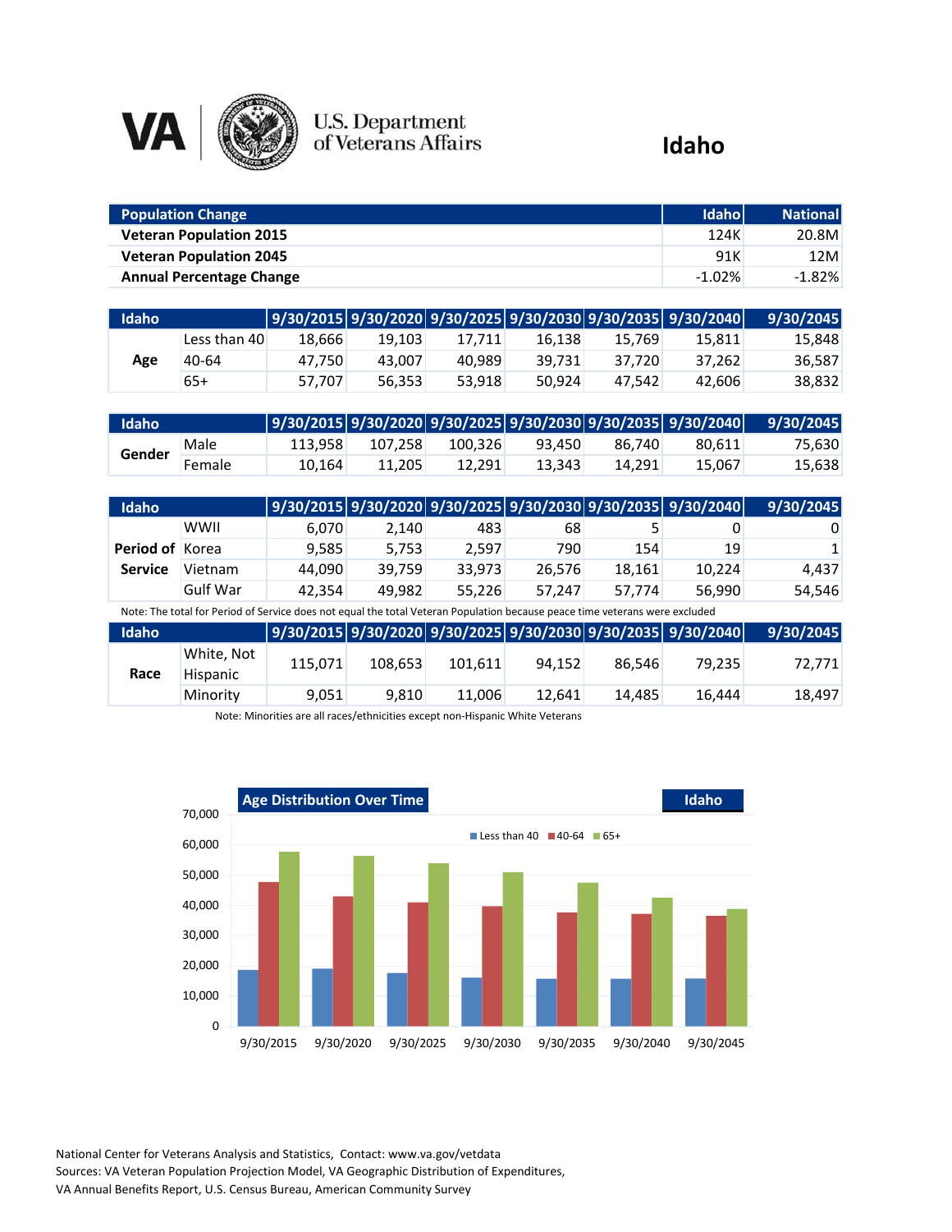U.S. Department of Veterans Affairs

# Idaho

| Population Change | Idaho | National |
|---|---|---|
| **Veteran Population 2015** | 124K | 20.8M |
| **Veteran Population 2045** | 91K | 12M |
| **Annual Percentage Change** | -1.02% | -1.82% |

| Idaho | | 9/30/2015 | 9/30/2020 | 9/30/2025 | 9/30/2030 | 9/30/2035 | 9/30/2040 | 9/30/2045 |
|---|---|---|---|---|---|---|---|---|
| **Age** | Less than 40 | 18,666 | 19,103 | 17,711 | 16,138 | 15,769 | 15,811 | 15,848 |
| | 40-64 | 47,750 | 43,007 | 40,989 | 39,731 | 37,720 | 37,262 | 36,587 |
| | 65+ | 57,707 | 56,353 | 53,918 | 50,924 | 47,542 | 42,606 | 38,832 |

| Idaho | | 9/30/2015 | 9/30/2020 | 9/30/2025 | 9/30/2030 | 9/30/2035 | 9/30/2040 | 9/30/2045 |
|---|---|---|---|---|---|---|---|---|
| **Gender** | Male | 113,958 | 107,258 | 100,326 | 93,450 | 86,740 | 80,611 | 75,630 |
| | Female | 10,164 | 11,205 | 12,291 | 13,343 | 14,291 | 15,067 | 15,638 |

| Idaho | | 9/30/2015 | 9/30/2020 | 9/30/2025 | 9/30/2030 | 9/30/2035 | 9/30/2040 | 9/30/2045 |
|---|---|---|---|---|---|---|---|---|
| **Period of Service** | WWII | 6,070 | 2,140 | 483 | 68 | 5 | 0 | 0 |
| | Korea | 9,585 | 5,753 | 2,597 | 790 | 154 | 19 | 1 |
| | Vietnam | 44,090 | 39,759 | 33,973 | 26,576 | 18,161 | 10,224 | 4,437 |
| | Gulf War | 42,354 | 49,982 | 55,226 | 57,247 | 57,774 | 56,990 | 54,546 |

Note: The total for Period of Service does not equal the total Veteran Population because peace time veterans were excluded

| Idaho | | 9/30/2015 | 9/30/2020 | 9/30/2025 | 9/30/2030 | 9/30/2035 | 9/30/2040 | 9/30/2045 |
|---|---|---|---|---|---|---|---|---|
| **Race** | White, Not Hispanic | 115,071 | 108,653 | 101,611 | 94,152 | 86,546 | 79,235 | 72,771 |
| | Minority | 9,051 | 9,810 | 11,006 | 12,641 | 14,485 | 16,444 | 18,497 |

Note: Minorities are all races/ethnicities except non-Hispanic White Veterans

Age Distribution Over Time

Idaho

Less than 40
40-64
65+

70,000
60,000
50,000
40,000
30,000
20,000
10,000
0

9/30/2015
9/30/2020
9/30/2025
9/30/2030
9/30/2035
9/30/2040
9/30/2045

National Center for Veterans Analysis and Statistics, Contact: www.va.gov/vetdata
Sources: VA Veteran Population Projection Model, VA Geographic Distribution of Expenditures, VA Annual Benefits Report, U.S. Census Bureau, American Community Survey